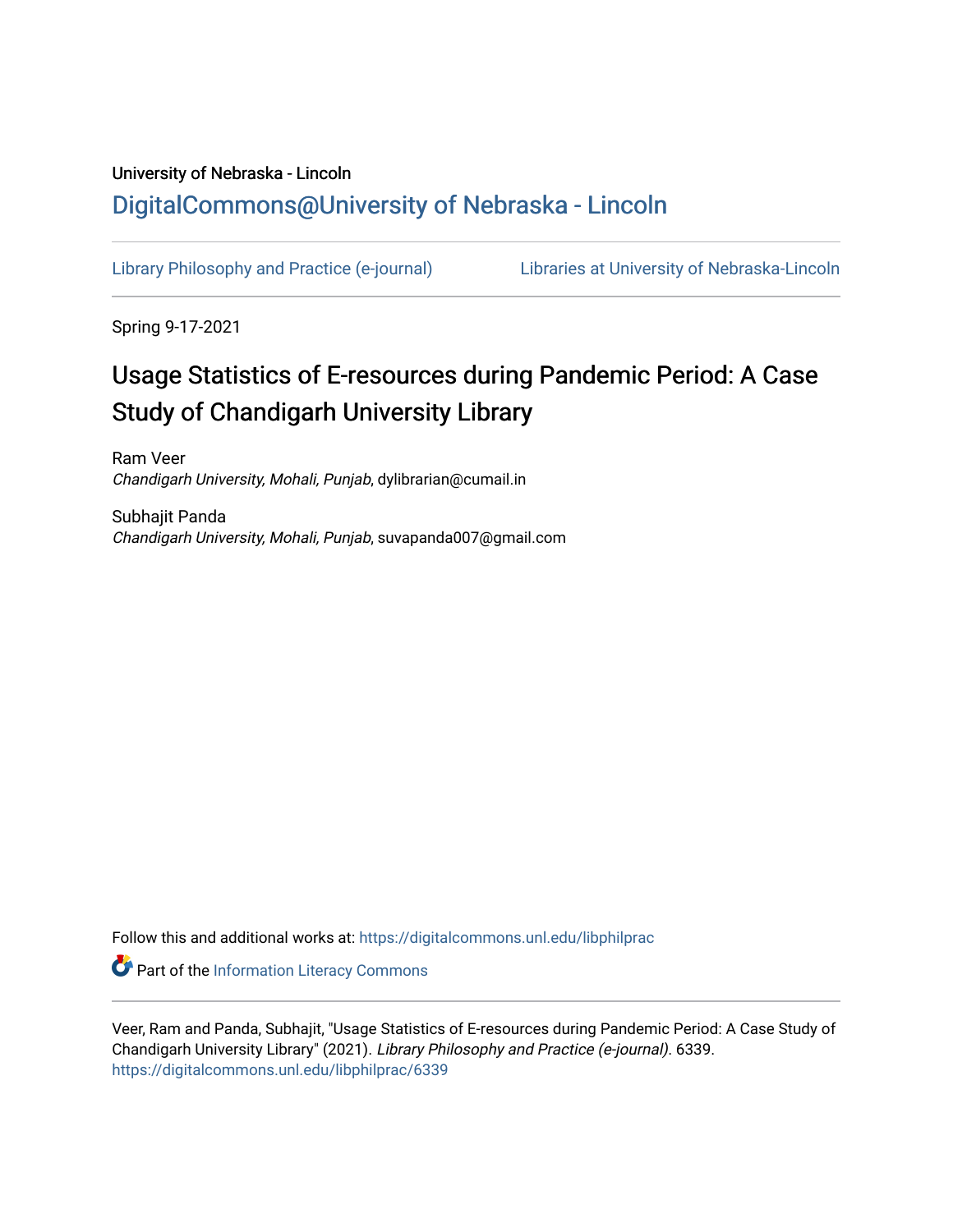University of Nebraska - Lincoln

## DigitalCommons@University of Nebraska - Lincoln

Library Philosophy and Practice (e-journal) — Libraries at University of Nebraska-Lincoln

Spring 9-17-2021

# Usage Statistics of E-resources during Pandemic Period: A Case Study of Chandigarh University Library

Ram Veer
*Chandigarh University, Mohali, Punjab*, dylibrarian@cumail.in

Subhajit Panda
*Chandigarh University, Mohali, Punjab*, suvapanda007@gmail.com

Follow this and additional works at: https://digitalcommons.unl.edu/libphilprac

Part of the Information Literacy Commons

Veer, Ram and Panda, Subhajit, "Usage Statistics of E-resources during Pandemic Period: A Case Study of Chandigarh University Library" (2021). *Library Philosophy and Practice (e-journal)*. 6339.
https://digitalcommons.unl.edu/libphilprac/6339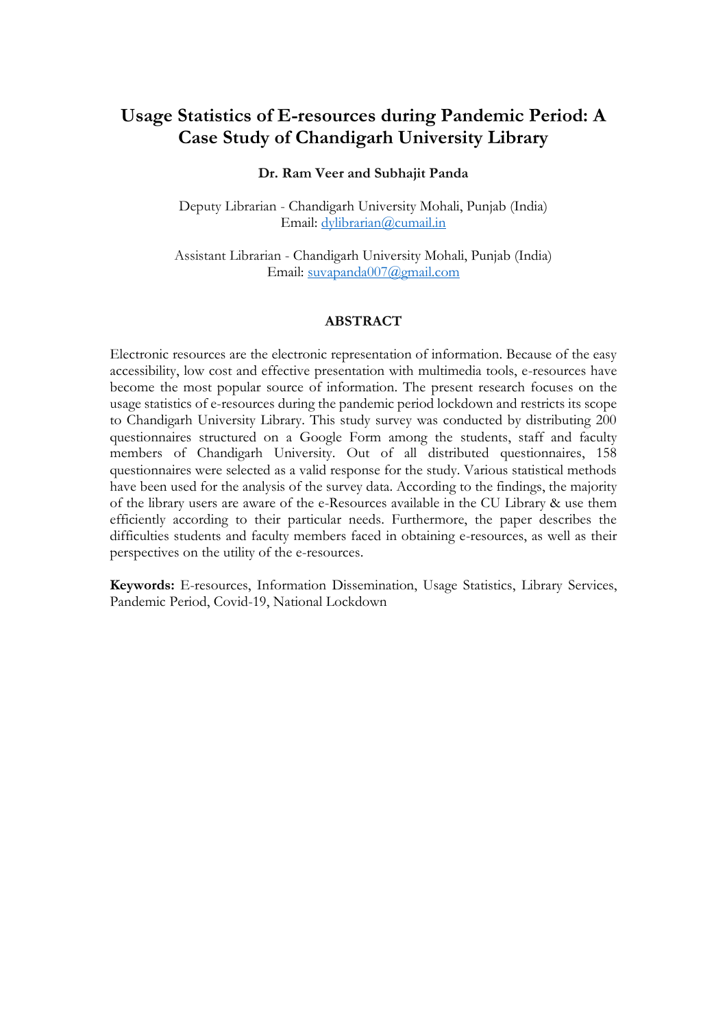# Usage Statistics of E-resources during Pandemic Period: A Case Study of Chandigarh University Library

**Dr. Ram Veer and Subhajit Panda**

Deputy Librarian - Chandigarh University Mohali, Punjab (India)
Email: dylibrarian@cumail.in

Assistant Librarian - Chandigarh University Mohali, Punjab (India)
Email: suvapanda007@gmail.com

## ABSTRACT

Electronic resources are the electronic representation of information. Because of the easy accessibility, low cost and effective presentation with multimedia tools, e-resources have become the most popular source of information. The present research focuses on the usage statistics of e-resources during the pandemic period lockdown and restricts its scope to Chandigarh University Library. This study survey was conducted by distributing 200 questionnaires structured on a Google Form among the students, staff and faculty members of Chandigarh University. Out of all distributed questionnaires, 158 questionnaires were selected as a valid response for the study. Various statistical methods have been used for the analysis of the survey data. According to the findings, the majority of the library users are aware of the e-Resources available in the CU Library & use them efficiently according to their particular needs. Furthermore, the paper describes the difficulties students and faculty members faced in obtaining e-resources, as well as their perspectives on the utility of the e-resources.

**Keywords:** E-resources, Information Dissemination, Usage Statistics, Library Services, Pandemic Period, Covid-19, National Lockdown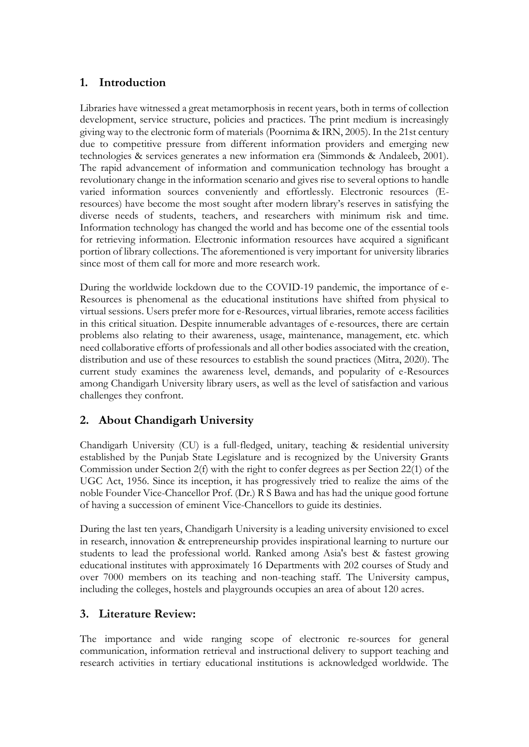## 1. Introduction

Libraries have witnessed a great metamorphosis in recent years, both in terms of collection development, service structure, policies and practices. The print medium is increasingly giving way to the electronic form of materials (Poornima & IRN, 2005). In the 21st century due to competitive pressure from different information providers and emerging new technologies & services generates a new information era (Simmonds & Andaleeb, 2001). The rapid advancement of information and communication technology has brought a revolutionary change in the information scenario and gives rise to several options to handle varied information sources conveniently and effortlessly. Electronic resources (E-resources) have become the most sought after modern library's reserves in satisfying the diverse needs of students, teachers, and researchers with minimum risk and time. Information technology has changed the world and has become one of the essential tools for retrieving information. Electronic information resources have acquired a significant portion of library collections. The aforementioned is very important for university libraries since most of them call for more and more research work.

During the worldwide lockdown due to the COVID-19 pandemic, the importance of e-Resources is phenomenal as the educational institutions have shifted from physical to virtual sessions. Users prefer more for e-Resources, virtual libraries, remote access facilities in this critical situation. Despite innumerable advantages of e-resources, there are certain problems also relating to their awareness, usage, maintenance, management, etc. which need collaborative efforts of professionals and all other bodies associated with the creation, distribution and use of these resources to establish the sound practices (Mitra, 2020). The current study examines the awareness level, demands, and popularity of e-Resources among Chandigarh University library users, as well as the level of satisfaction and various challenges they confront.

## 2. About Chandigarh University

Chandigarh University (CU) is a full-fledged, unitary, teaching & residential university established by the Punjab State Legislature and is recognized by the University Grants Commission under Section 2(f) with the right to confer degrees as per Section 22(1) of the UGC Act, 1956. Since its inception, it has progressively tried to realize the aims of the noble Founder Vice-Chancellor Prof. (Dr.) R S Bawa and has had the unique good fortune of having a succession of eminent Vice-Chancellors to guide its destinies.

During the last ten years, Chandigarh University is a leading university envisioned to excel in research, innovation & entrepreneurship provides inspirational learning to nurture our students to lead the professional world. Ranked among Asia's best & fastest growing educational institutes with approximately 16 Departments with 202 courses of Study and over 7000 members on its teaching and non-teaching staff. The University campus, including the colleges, hostels and playgrounds occupies an area of about 120 acres.

## 3. Literature Review:

The importance and wide ranging scope of electronic re-sources for general communication, information retrieval and instructional delivery to support teaching and research activities in tertiary educational institutions is acknowledged worldwide. The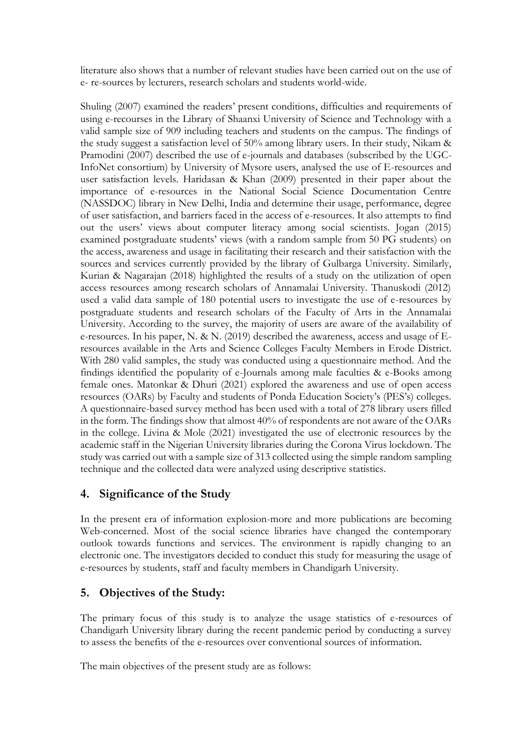literature also shows that a number of relevant studies have been carried out on the use of e- re-sources by lecturers, research scholars and students world-wide.

Shuling (2007) examined the readers' present conditions, difficulties and requirements of using e-recourses in the Library of Shaanxi University of Science and Technology with a valid sample size of 909 including teachers and students on the campus. The findings of the study suggest a satisfaction level of 50% among library users. In their study, Nikam & Pramodini (2007) described the use of e-journals and databases (subscribed by the UGC-InfoNet consortium) by University of Mysore users, analysed the use of E-resources and user satisfaction levels. Haridasan & Khan (2009) presented in their paper about the importance of e-resources in the National Social Science Documentation Centre (NASSDOC) library in New Delhi, India and determine their usage, performance, degree of user satisfaction, and barriers faced in the access of e-resources. It also attempts to find out the users' views about computer literacy among social scientists. Jogan (2015) examined postgraduate students' views (with a random sample from 50 PG students) on the access, awareness and usage in facilitating their research and their satisfaction with the sources and services currently provided by the library of Gulbarga University. Similarly, Kurian & Nagarajan (2018) highlighted the results of a study on the utilization of open access resources among research scholars of Annamalai University. Thanuskodi (2012) used a valid data sample of 180 potential users to investigate the use of e-resources by postgraduate students and research scholars of the Faculty of Arts in the Annamalai University. According to the survey, the majority of users are aware of the availability of e-resources. In his paper, N. & N. (2019) described the awareness, access and usage of E-resources available in the Arts and Science Colleges Faculty Members in Erode District. With 280 valid samples, the study was conducted using a questionnaire method. And the findings identified the popularity of e-Journals among male faculties & e-Books among female ones. Matonkar & Dhuri (2021) explored the awareness and use of open access resources (OARs) by Faculty and students of Ponda Education Society's (PES's) colleges. A questionnaire-based survey method has been used with a total of 278 library users filled in the form. The findings show that almost 40% of respondents are not aware of the OARs in the college. Livina & Mole (2021) investigated the use of electronic resources by the academic staff in the Nigerian University libraries during the Corona Virus lockdown. The study was carried out with a sample size of 313 collected using the simple random sampling technique and the collected data were analyzed using descriptive statistics.

## 4. Significance of the Study

In the present era of information explosion-more and more publications are becoming Web-concerned. Most of the social science libraries have changed the contemporary outlook towards functions and services. The environment is rapidly changing to an electronic one. The investigators decided to conduct this study for measuring the usage of e-resources by students, staff and faculty members in Chandigarh University.

## 5. Objectives of the Study:

The primary focus of this study is to analyze the usage statistics of e-resources of Chandigarh University library during the recent pandemic period by conducting a survey to assess the benefits of the e-resources over conventional sources of information.

The main objectives of the present study are as follows: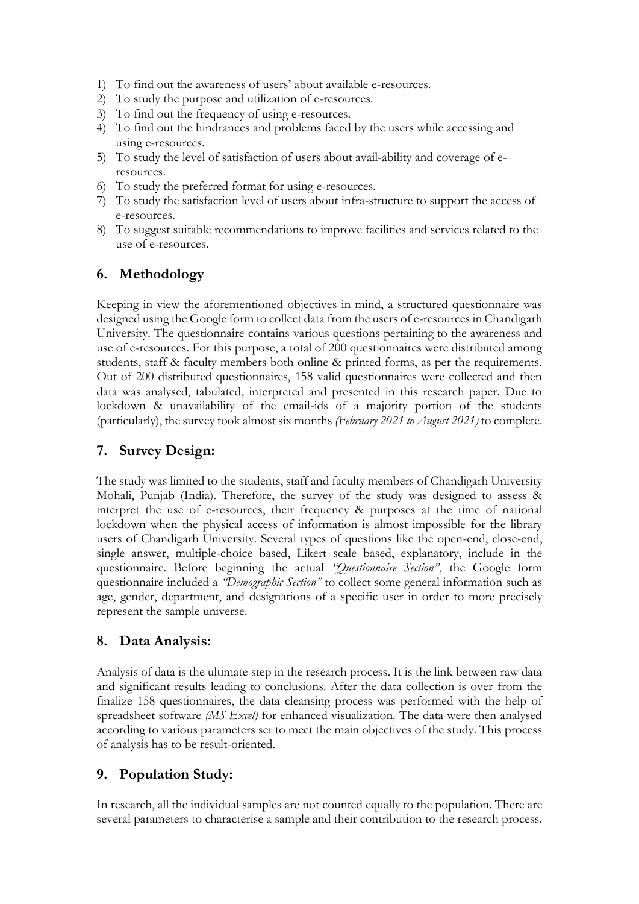1) To find out the awareness of users' about available e-resources.
2) To study the purpose and utilization of e-resources.
3) To find out the frequency of using e-resources.
4) To find out the hindrances and problems faced by the users while accessing and using e-resources.
5) To study the level of satisfaction of users about avail-ability and coverage of e-resources.
6) To study the preferred format for using e-resources.
7) To study the satisfaction level of users about infra-structure to support the access of e-resources.
8) To suggest suitable recommendations to improve facilities and services related to the use of e-resources.

## 6. Methodology

Keeping in view the aforementioned objectives in mind, a structured questionnaire was designed using the Google form to collect data from the users of e-resources in Chandigarh University. The questionnaire contains various questions pertaining to the awareness and use of e-resources. For this purpose, a total of 200 questionnaires were distributed among students, staff & faculty members both online & printed forms, as per the requirements. Out of 200 distributed questionnaires, 158 valid questionnaires were collected and then data was analysed, tabulated, interpreted and presented in this research paper. Due to lockdown & unavailability of the email-ids of a majority portion of the students (particularly), the survey took almost six months *(February 2021 to August 2021)* to complete.

## 7. Survey Design:

The study was limited to the students, staff and faculty members of Chandigarh University Mohali, Punjab (India). Therefore, the survey of the study was designed to assess & interpret the use of e-resources, their frequency & purposes at the time of national lockdown when the physical access of information is almost impossible for the library users of Chandigarh University. Several types of questions like the open-end, close-end, single answer, multiple-choice based, Likert scale based, explanatory, include in the questionnaire. Before beginning the actual *"Questionnaire Section"*, the Google form questionnaire included a *"Demographic Section"* to collect some general information such as age, gender, department, and designations of a specific user in order to more precisely represent the sample universe.

## 8. Data Analysis:

Analysis of data is the ultimate step in the research process. It is the link between raw data and significant results leading to conclusions. After the data collection is over from the finalize 158 questionnaires, the data cleansing process was performed with the help of spreadsheet software *(MS Excel)* for enhanced visualization. The data were then analysed according to various parameters set to meet the main objectives of the study. This process of analysis has to be result-oriented.

## 9. Population Study:

In research, all the individual samples are not counted equally to the population. There are several parameters to characterise a sample and their contribution to the research process.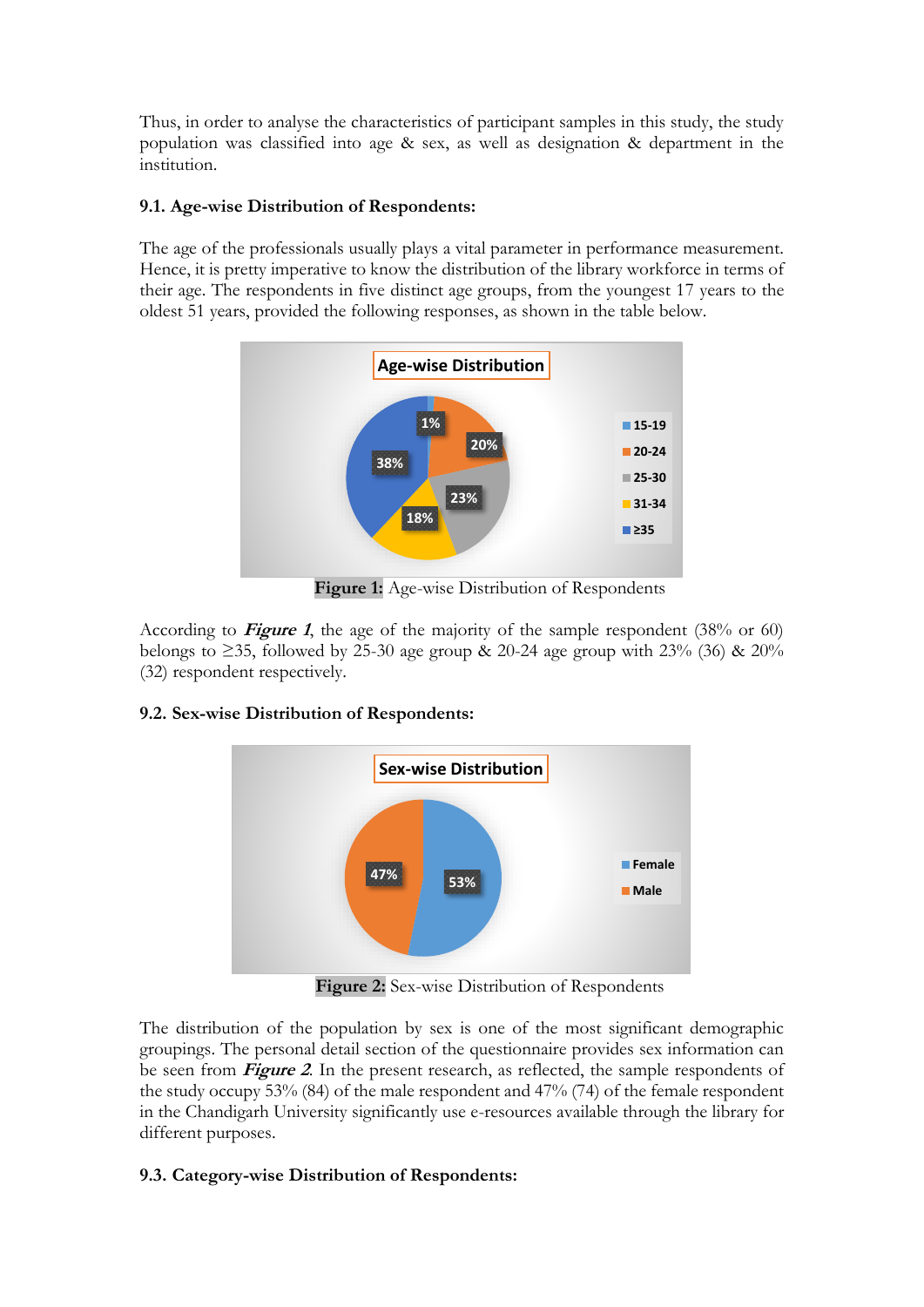Thus, in order to analyse the characteristics of participant samples in this study, the study population was classified into age & sex, as well as designation & department in the institution.

### 9.1. Age-wise Distribution of Respondents:

The age of the professionals usually plays a vital parameter in performance measurement. Hence, it is pretty imperative to know the distribution of the library workforce in terms of their age. The respondents in five distinct age groups, from the youngest 17 years to the oldest 51 years, provided the following responses, as shown in the table below.

**Figure 1:** Age-wise Distribution of Respondents

According to ***Figure 1***, the age of the majority of the sample respondent (38% or 60) belongs to ≥35, followed by 25-30 age group & 20-24 age group with 23% (36) & 20% (32) respondent respectively.

### 9.2. Sex-wise Distribution of Respondents:

**Figure 2:** Sex-wise Distribution of Respondents

The distribution of the population by sex is one of the most significant demographic groupings. The personal detail section of the questionnaire provides sex information can be seen from ***Figure 2***. In the present research, as reflected, the sample respondents of the study occupy 53% (84) of the male respondent and 47% (74) of the female respondent in the Chandigarh University significantly use e-resources available through the library for different purposes.

### 9.3. Category-wise Distribution of Respondents: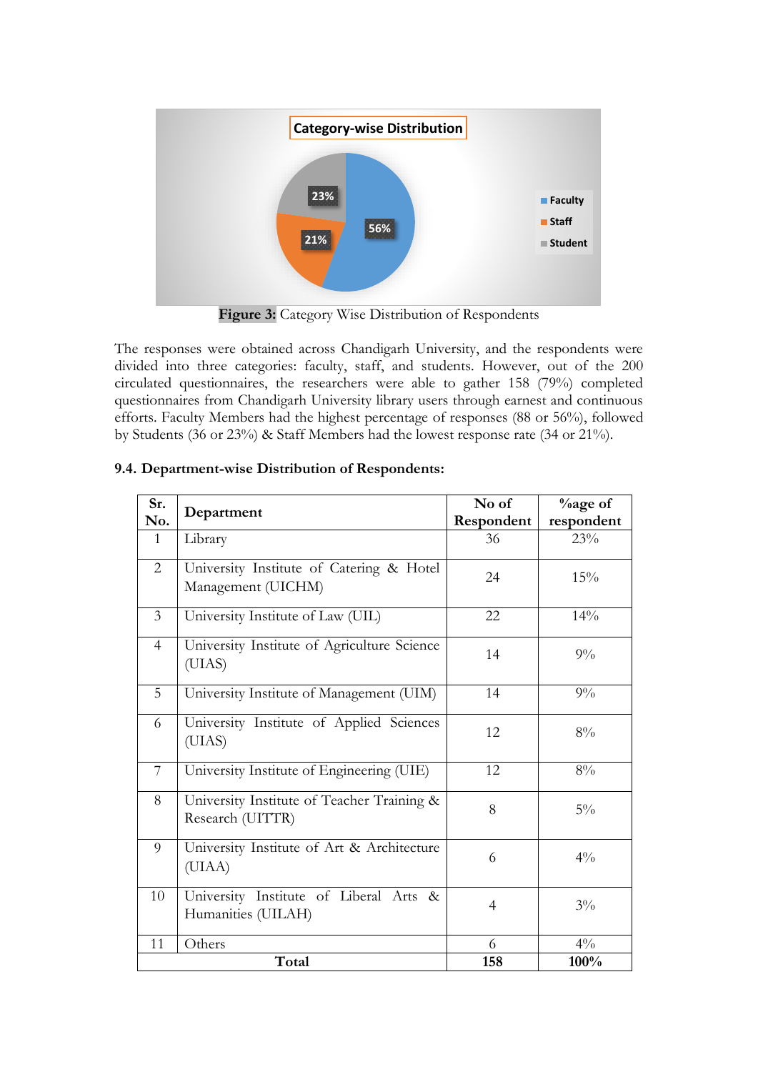**Figure 3:** Category Wise Distribution of Respondents

The responses were obtained across Chandigarh University, and the respondents were divided into three categories: faculty, staff, and students. However, out of the 200 circulated questionnaires, the researchers were able to gather 158 (79%) completed questionnaires from Chandigarh University library users through earnest and continuous efforts. Faculty Members had the highest percentage of responses (88 or 56%), followed by Students (36 or 23%) & Staff Members had the lowest response rate (34 or 21%).

### 9.4. Department-wise Distribution of Respondents:

| Sr. No. | Department | No of Respondent | %age of respondent |
|---|---|---|---|
| 1 | Library | 36 | 23% |
| 2 | University Institute of Catering & Hotel Management (UICHM) | 24 | 15% |
| 3 | University Institute of Law (UIL) | 22 | 14% |
| 4 | University Institute of Agriculture Science (UIAS) | 14 | 9% |
| 5 | University Institute of Management (UIM) | 14 | 9% |
| 6 | University Institute of Applied Sciences (UIAS) | 12 | 8% |
| 7 | University Institute of Engineering (UIE) | 12 | 8% |
| 8 | University Institute of Teacher Training & Research (UITTR) | 8 | 5% |
| 9 | University Institute of Art & Architecture (UIAA) | 6 | 4% |
| 10 | University Institute of Liberal Arts & Humanities (UILAH) | 4 | 3% |
| 11 | Others | 6 | 4% |
| **Total** | | **158** | **100%** |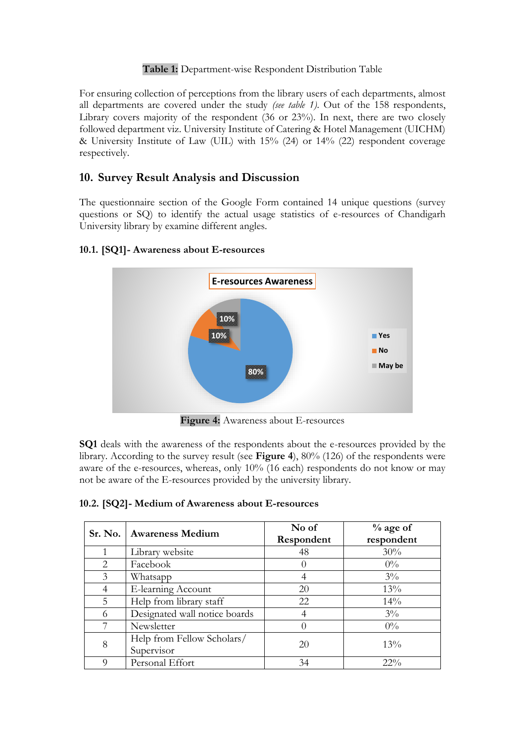**Table 1:** Department-wise Respondent Distribution Table

For ensuring collection of perceptions from the library users of each departments, almost all departments are covered under the study *(see table 1)*. Out of the 158 respondents, Library covers majority of the respondent (36 or 23%). In next, there are two closely followed department viz. University Institute of Catering & Hotel Management (UICHM) & University Institute of Law (UIL) with 15% (24) or 14% (22) respondent coverage respectively.

## 10. Survey Result Analysis and Discussion

The questionnaire section of the Google Form contained 14 unique questions (survey questions or SQ) to identify the actual usage statistics of e-resources of Chandigarh University library by examine different angles.

### 10.1. [SQ1]- Awareness about E-resources

**Figure 4:** Awareness about E-resources

**SQ1** deals with the awareness of the respondents about the e-resources provided by the library. According to the survey result (see **Figure 4**), 80% (126) of the respondents were aware of the e-resources, whereas, only 10% (16 each) respondents do not know or may not be aware of the E-resources provided by the university library.

### 10.2. [SQ2]- Medium of Awareness about E-resources

| Sr. No. | Awareness Medium | No of Respondent | % age of respondent |
|---|---|---|---|
| 1 | Library website | 48 | 30% |
| 2 | Facebook | 0 | 0% |
| 3 | Whatsapp | 4 | 3% |
| 4 | E-learning Account | 20 | 13% |
| 5 | Help from library staff | 22 | 14% |
| 6 | Designated wall notice boards | 4 | 3% |
| 7 | Newsletter | 0 | 0% |
| 8 | Help from Fellow Scholars/ Supervisor | 20 | 13% |
| 9 | Personal Effort | 34 | 22% |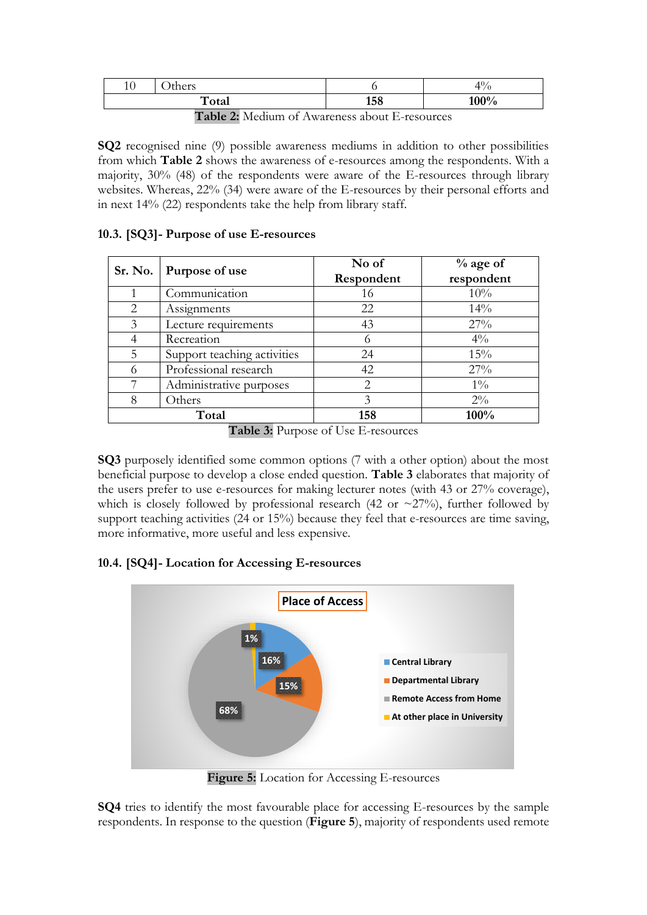| 10 | Others | 6 | 4% |
|---|---|---|---|
| **Total** | | **158** | **100%** |

**Table 2:** Medium of Awareness about E-resources

**SQ2** recognised nine (9) possible awareness mediums in addition to other possibilities from which **Table 2** shows the awareness of e-resources among the respondents. With a majority, 30% (48) of the respondents were aware of the E-resources through library websites. Whereas, 22% (34) were aware of the E-resources by their personal efforts and in next 14% (22) respondents take the help from library staff.

### 10.3. [SQ3]- Purpose of use E-resources

| Sr. No. | Purpose of use | No of Respondent | % age of respondent |
|---|---|---|---|
| 1 | Communication | 16 | 10% |
| 2 | Assignments | 22 | 14% |
| 3 | Lecture requirements | 43 | 27% |
| 4 | Recreation | 6 | 4% |
| 5 | Support teaching activities | 24 | 15% |
| 6 | Professional research | 42 | 27% |
| 7 | Administrative purposes | 2 | 1% |
| 8 | Others | 3 | 2% |
| **Total** | | **158** | **100%** |

**Table 3:** Purpose of Use E-resources

**SQ3** purposely identified some common options (7 with a other option) about the most beneficial purpose to develop a close ended question. **Table 3** elaborates that majority of the users prefer to use e-resources for making lecturer notes (with 43 or 27% coverage), which is closely followed by professional research (42 or ~27%), further followed by support teaching activities (24 or 15%) because they feel that e-resources are time saving, more informative, more useful and less expensive.

### 10.4. [SQ4]- Location for Accessing E-resources

**Figure 5:** Location for Accessing E-resources

**SQ4** tries to identify the most favourable place for accessing E-resources by the sample respondents. In response to the question (**Figure 5**), majority of respondents used remote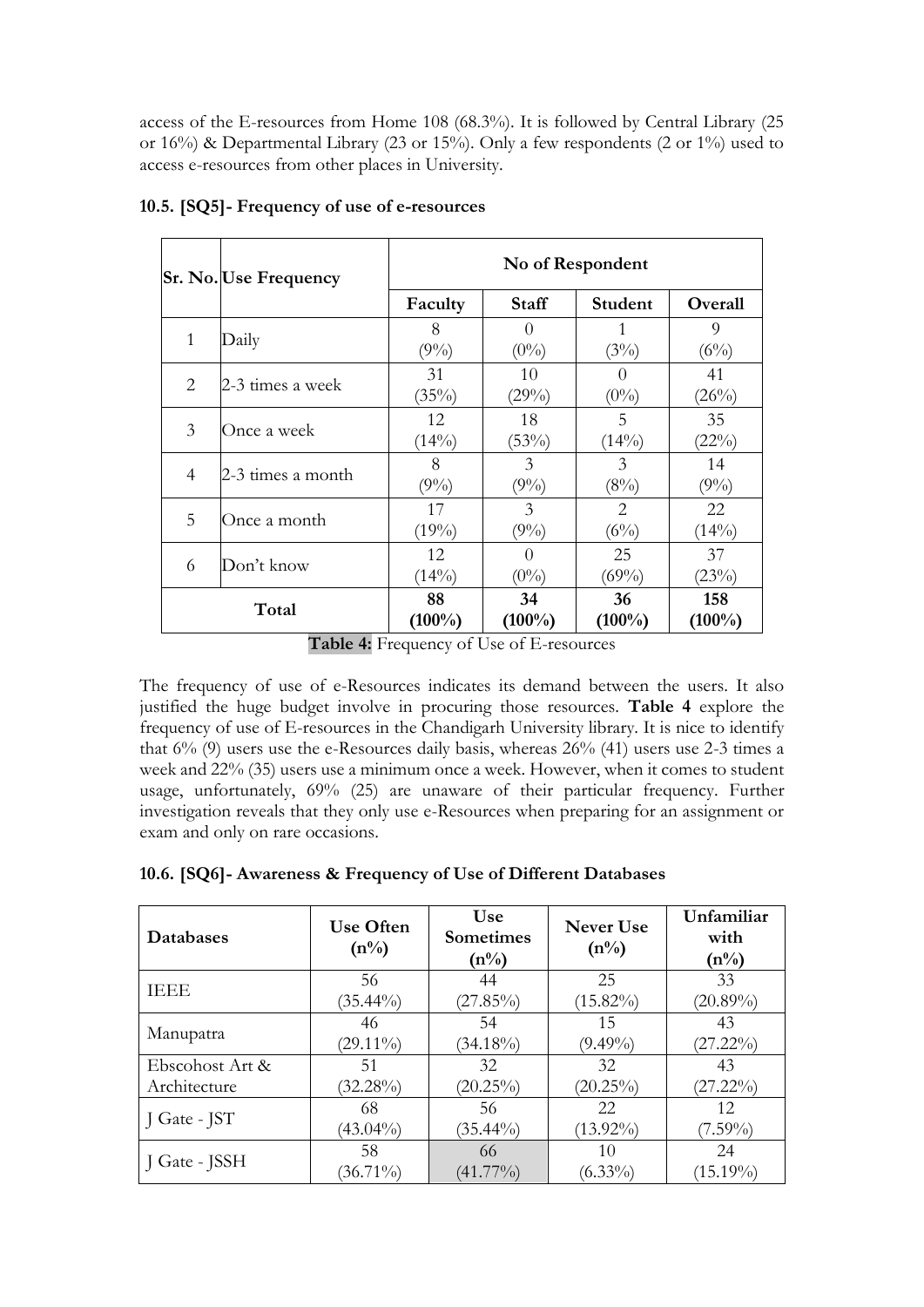access of the E-resources from Home 108 (68.3%). It is followed by Central Library (25 or 16%) & Departmental Library (23 or 15%). Only a few respondents (2 or 1%) used to access e-resources from other places in University.

### 10.5. [SQ5]- Frequency of use of e-resources

| Sr. No. | Use Frequency | No of Respondent | | | |
|---|---|---|---|---|---|
| | | Faculty | Staff | Student | Overall |
| 1 | Daily | 8 (9%) | 0 (0%) | 1 (3%) | 9 (6%) |
| 2 | 2-3 times a week | 31 (35%) | 10 (29%) | 0 (0%) | 41 (26%) |
| 3 | Once a week | 12 (14%) | 18 (53%) | 5 (14%) | 35 (22%) |
| 4 | 2-3 times a month | 8 (9%) | 3 (9%) | 3 (8%) | 14 (9%) |
| 5 | Once a month | 17 (19%) | 3 (9%) | 2 (6%) | 22 (14%) |
| 6 | Don't know | 12 (14%) | 0 (0%) | 25 (69%) | 37 (23%) |
| **Total** | | **88 (100%)** | **34 (100%)** | **36 (100%)** | **158 (100%)** |

**Table 4:** Frequency of Use of E-resources

The frequency of use of e-Resources indicates its demand between the users. It also justified the huge budget involve in procuring those resources. **Table 4** explore the frequency of use of E-resources in the Chandigarh University library. It is nice to identify that 6% (9) users use the e-Resources daily basis, whereas 26% (41) users use 2-3 times a week and 22% (35) users use a minimum once a week. However, when it comes to student usage, unfortunately, 69% (25) are unaware of their particular frequency. Further investigation reveals that they only use e-Resources when preparing for an assignment or exam and only on rare occasions.

### 10.6. [SQ6]- Awareness & Frequency of Use of Different Databases

| Databases | Use Often (n%) | Use Sometimes (n%) | Never Use (n%) | Unfamiliar with (n%) |
|---|---|---|---|---|
| IEEE | 56 (35.44%) | 44 (27.85%) | 25 (15.82%) | 33 (20.89%) |
| Manupatra | 46 (29.11%) | 54 (34.18%) | 15 (9.49%) | 43 (27.22%) |
| Ebscohost Art & Architecture | 51 (32.28%) | 32 (20.25%) | 32 (20.25%) | 43 (27.22%) |
| J Gate - JST | 68 (43.04%) | 56 (35.44%) | 22 (13.92%) | 12 (7.59%) |
| J Gate - JSSH | 58 (36.71%) | 66 (41.77%) | 10 (6.33%) | 24 (15.19%) |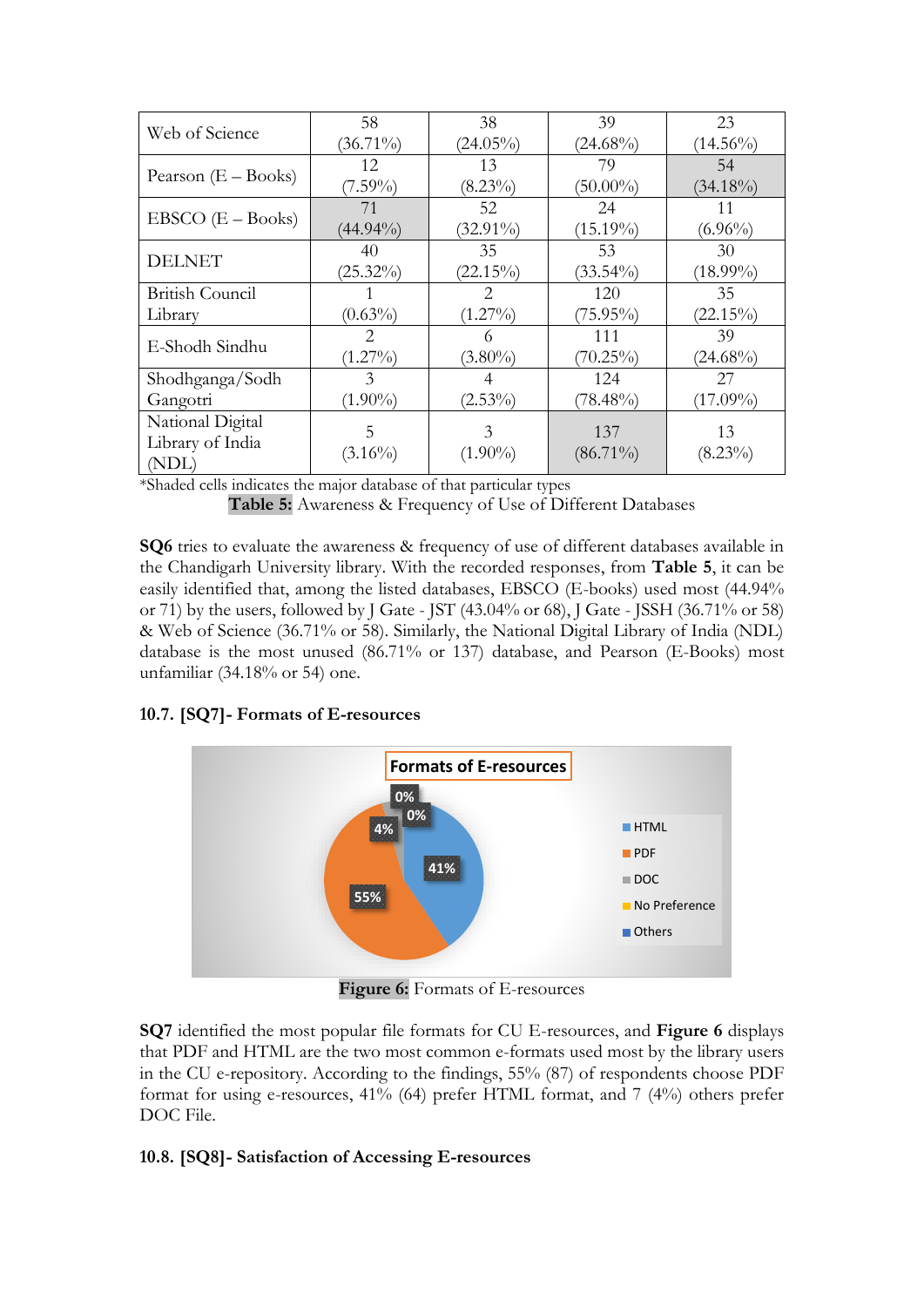| Web of Science | 58 (36.71%) | 38 (24.05%) | 39 (24.68%) | 23 (14.56%) |
|---|---|---|---|---|
| Pearson (E – Books) | 12 (7.59%) | 13 (8.23%) | 79 (50.00%) | 54 (34.18%) |
| EBSCO (E – Books) | 71 (44.94%) | 52 (32.91%) | 24 (15.19%) | 11 (6.96%) |
| DELNET | 40 (25.32%) | 35 (22.15%) | 53 (33.54%) | 30 (18.99%) |
| British Council Library | 1 (0.63%) | 2 (1.27%) | 120 (75.95%) | 35 (22.15%) |
| E-Shodh Sindhu | 2 (1.27%) | 6 (3.80%) | 111 (70.25%) | 39 (24.68%) |
| Shodhganga/Sodh Gangotri | 3 (1.90%) | 4 (2.53%) | 124 (78.48%) | 27 (17.09%) |
| National Digital Library of India (NDL) | 5 (3.16%) | 3 (1.90%) | 137 (86.71%) | 13 (8.23%) |

*Shaded cells indicates the major database of that particular types

**Table 5:** Awareness & Frequency of Use of Different Databases

**SQ6** tries to evaluate the awareness & frequency of use of different databases available in the Chandigarh University library. With the recorded responses, from **Table 5**, it can be easily identified that, among the listed databases, EBSCO (E-books) used most (44.94% or 71) by the users, followed by J Gate - JST (43.04% or 68), J Gate - JSSH (36.71% or 58) & Web of Science (36.71% or 58). Similarly, the National Digital Library of India (NDL) database is the most unused (86.71% or 137) database, and Pearson (E-Books) most unfamiliar (34.18% or 54) one.

### 10.7. [SQ7]- Formats of E-resources

Formats of E-resources

| Format | Percentage |
|---|---|
| HTML | 41% |
| PDF | 55% |
| DOC | 4% |
| No Preference | 0% |
| Others | 0% |

**Figure 6:** Formats of E-resources

**SQ7** identified the most popular file formats for CU E-resources, and **Figure 6** displays that PDF and HTML are the two most common e-formats used most by the library users in the CU e-repository. According to the findings, 55% (87) of respondents choose PDF format for using e-resources, 41% (64) prefer HTML format, and 7 (4%) others prefer DOC File.

### 10.8. [SQ8]- Satisfaction of Accessing E-resources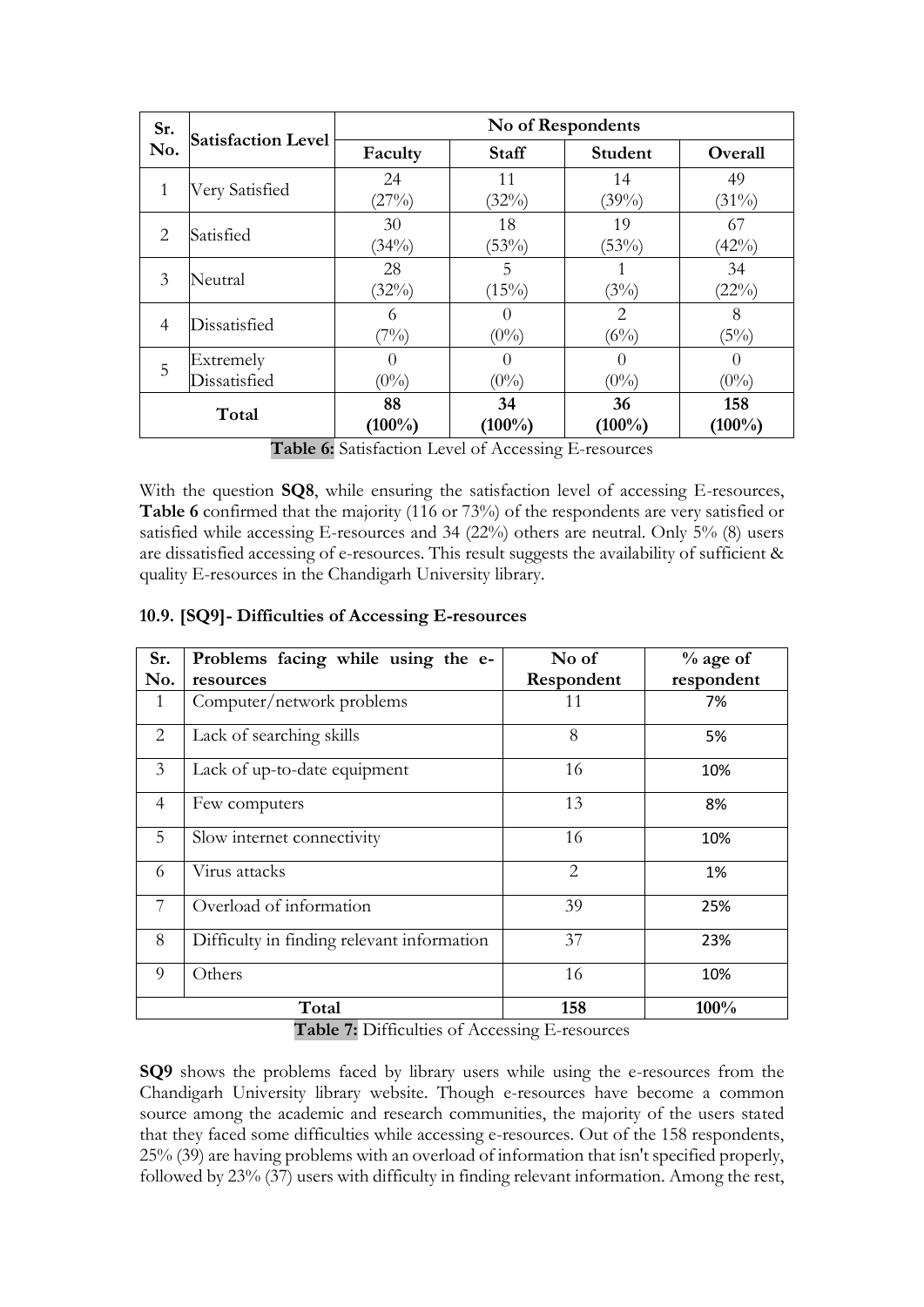| Sr. No. | Satisfaction Level | No of Respondents | | | |
|---|---|---|---|---|---|
| | | Faculty | Staff | Student | Overall |
| 1 | Very Satisfied | 24 (27%) | 11 (32%) | 14 (39%) | 49 (31%) |
| 2 | Satisfied | 30 (34%) | 18 (53%) | 19 (53%) | 67 (42%) |
| 3 | Neutral | 28 (32%) | 5 (15%) | 1 (3%) | 34 (22%) |
| 4 | Dissatisfied | 6 (7%) | 0 (0%) | 2 (6%) | 8 (5%) |
| 5 | Extremely Dissatisfied | 0 (0%) | 0 (0%) | 0 (0%) | 0 (0%) |
| **Total** | | **88 (100%)** | **34 (100%)** | **36 (100%)** | **158 (100%)** |

**Table 6:** Satisfaction Level of Accessing E-resources

With the question **SQ8**, while ensuring the satisfaction level of accessing E-resources, **Table 6** confirmed that the majority (116 or 73%) of the respondents are very satisfied or satisfied while accessing E-resources and 34 (22%) others are neutral. Only 5% (8) users are dissatisfied accessing of e-resources. This result suggests the availability of sufficient & quality E-resources in the Chandigarh University library.

### 10.9. [SQ9]- Difficulties of Accessing E-resources

| Sr. No. | Problems facing while using the e-resources | No of Respondent | % age of respondent |
|---|---|---|---|
| 1 | Computer/network problems | 11 | 7% |
| 2 | Lack of searching skills | 8 | 5% |
| 3 | Lack of up-to-date equipment | 16 | 10% |
| 4 | Few computers | 13 | 8% |
| 5 | Slow internet connectivity | 16 | 10% |
| 6 | Virus attacks | 2 | 1% |
| 7 | Overload of information | 39 | 25% |
| 8 | Difficulty in finding relevant information | 37 | 23% |
| 9 | Others | 16 | 10% |
| **Total** | | **158** | **100%** |

**Table 7:** Difficulties of Accessing E-resources

**SQ9** shows the problems faced by library users while using the e-resources from the Chandigarh University library website. Though e-resources have become a common source among the academic and research communities, the majority of the users stated that they faced some difficulties while accessing e-resources. Out of the 158 respondents, 25% (39) are having problems with an overload of information that isn't specified properly, followed by 23% (37) users with difficulty in finding relevant information. Among the rest,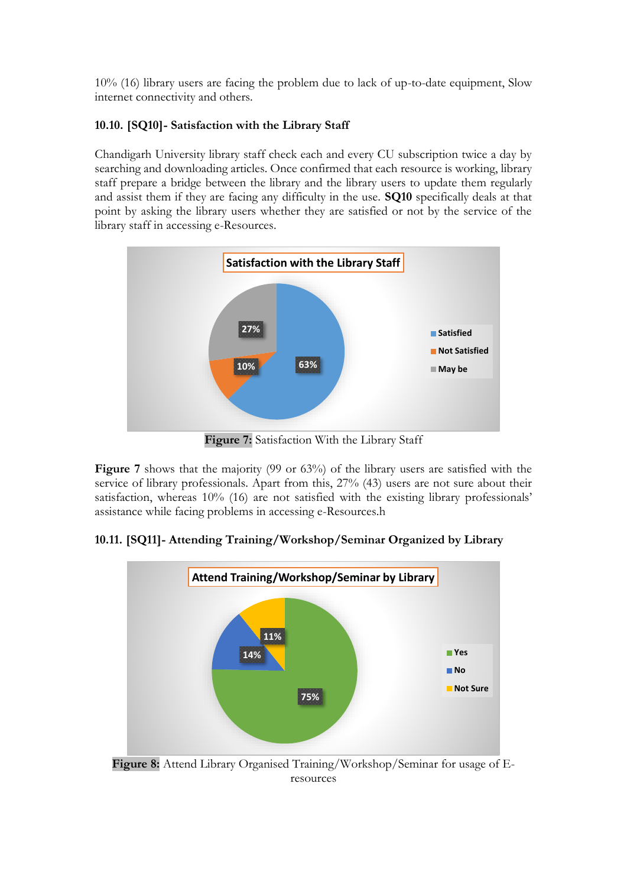10% (16) library users are facing the problem due to lack of up-to-date equipment, Slow internet connectivity and others.

### 10.10. [SQ10]- Satisfaction with the Library Staff

Chandigarh University library staff check each and every CU subscription twice a day by searching and downloading articles. Once confirmed that each resource is working, library staff prepare a bridge between the library and the library users to update them regularly and assist them if they are facing any difficulty in the use. **SQ10** specifically deals at that point by asking the library users whether they are satisfied or not by the service of the library staff in accessing e-Resources.

**Figure 7:** Satisfaction With the Library Staff

**Figure 7** shows that the majority (99 or 63%) of the library users are satisfied with the service of library professionals. Apart from this, 27% (43) users are not sure about their satisfaction, whereas 10% (16) are not satisfied with the existing library professionals' assistance while facing problems in accessing e-Resources.h

### 10.11. [SQ11]- Attending Training/Workshop/Seminar Organized by Library

**Figure 8:** Attend Library Organised Training/Workshop/Seminar for usage of E-resources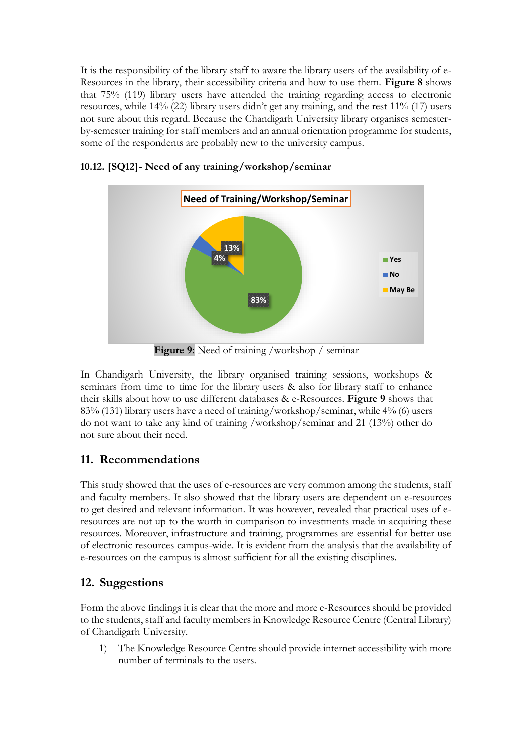It is the responsibility of the library staff to aware the library users of the availability of e-Resources in the library, their accessibility criteria and how to use them. **Figure 8** shows that 75% (119) library users have attended the training regarding access to electronic resources, while 14% (22) library users didn't get any training, and the rest 11% (17) users not sure about this regard. Because the Chandigarh University library organises semester-by-semester training for staff members and an annual orientation programme for students, some of the respondents are probably new to the university campus.

### 10.12. [SQ12]- Need of any training/workshop/seminar

**Figure 9:** Need of training /workshop / seminar

In Chandigarh University, the library organised training sessions, workshops & seminars from time to time for the library users & also for library staff to enhance their skills about how to use different databases & e-Resources. **Figure 9** shows that 83% (131) library users have a need of training/workshop/seminar, while 4% (6) users do not want to take any kind of training /workshop/seminar and 21 (13%) other do not sure about their need.

## 11. Recommendations

This study showed that the uses of e-resources are very common among the students, staff and faculty members. It also showed that the library users are dependent on e-resources to get desired and relevant information. It was however, revealed that practical uses of e-resources are not up to the worth in comparison to investments made in acquiring these resources. Moreover, infrastructure and training, programmes are essential for better use of electronic resources campus-wide. It is evident from the analysis that the availability of e-resources on the campus is almost sufficient for all the existing disciplines.

## 12. Suggestions

Form the above findings it is clear that the more and more e-Resources should be provided to the students, staff and faculty members in Knowledge Resource Centre (Central Library) of Chandigarh University.

1) The Knowledge Resource Centre should provide internet accessibility with more number of terminals to the users.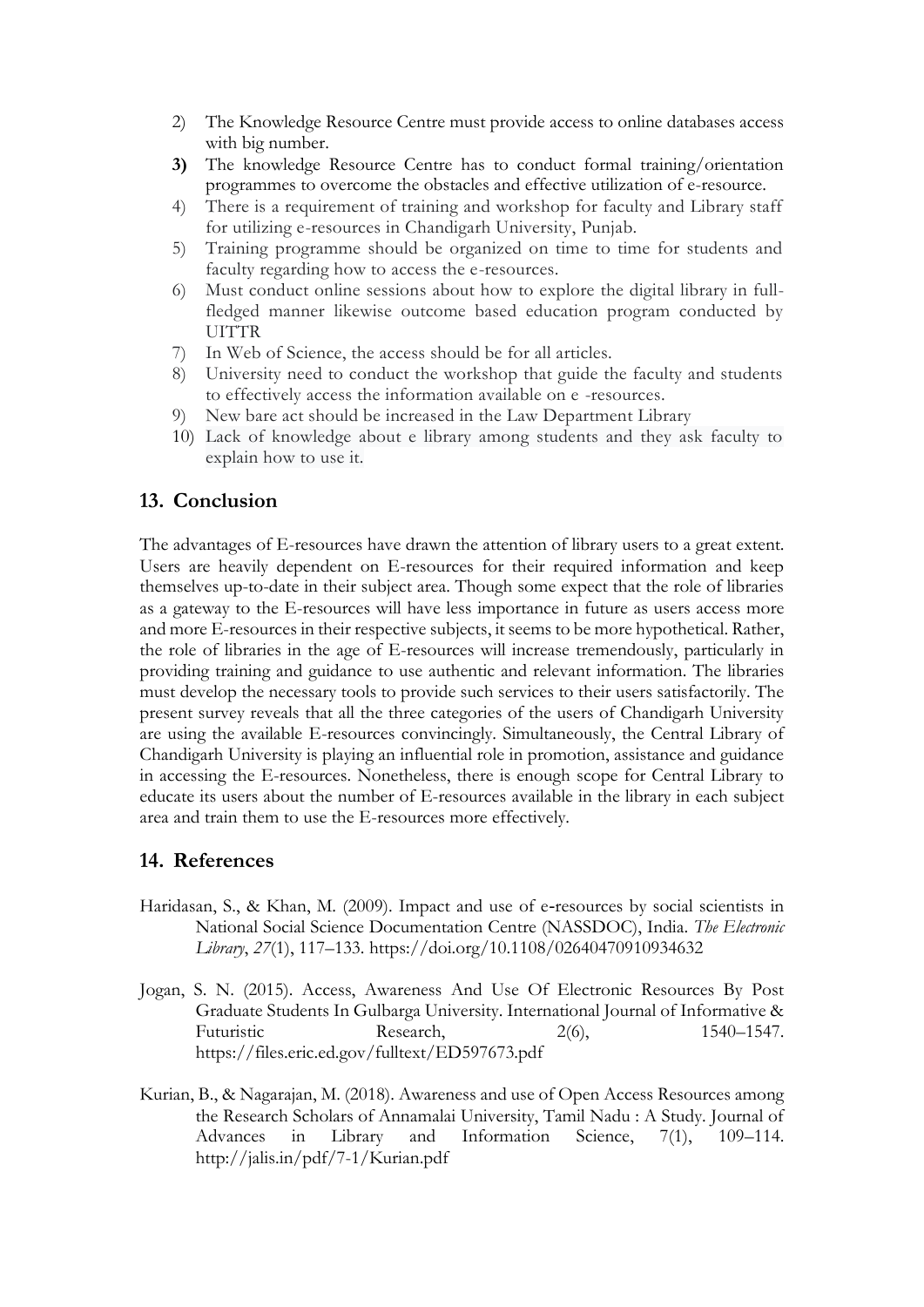2) The Knowledge Resource Centre must provide access to online databases access with big number.
3) The knowledge Resource Centre has to conduct formal training/orientation programmes to overcome the obstacles and effective utilization of e-resource.
4) There is a requirement of training and workshop for faculty and Library staff for utilizing e-resources in Chandigarh University, Punjab.
5) Training programme should be organized on time to time for students and faculty regarding how to access the e-resources.
6) Must conduct online sessions about how to explore the digital library in full-fledged manner likewise outcome based education program conducted by UITTR
7) In Web of Science, the access should be for all articles.
8) University need to conduct the workshop that guide the faculty and students to effectively access the information available on e -resources.
9) New bare act should be increased in the Law Department Library
10) Lack of knowledge about e library among students and they ask faculty to explain how to use it.

## 13. Conclusion

The advantages of E-resources have drawn the attention of library users to a great extent. Users are heavily dependent on E-resources for their required information and keep themselves up-to-date in their subject area. Though some expect that the role of libraries as a gateway to the E-resources will have less importance in future as users access more and more E-resources in their respective subjects, it seems to be more hypothetical. Rather, the role of libraries in the age of E-resources will increase tremendously, particularly in providing training and guidance to use authentic and relevant information. The libraries must develop the necessary tools to provide such services to their users satisfactorily. The present survey reveals that all the three categories of the users of Chandigarh University are using the available E-resources convincingly. Simultaneously, the Central Library of Chandigarh University is playing an influential role in promotion, assistance and guidance in accessing the E-resources. Nonetheless, there is enough scope for Central Library to educate its users about the number of E-resources available in the library in each subject area and train them to use the E-resources more effectively.

## 14. References

Haridasan, S., & Khan, M. (2009). Impact and use of e‐resources by social scientists in National Social Science Documentation Centre (NASSDOC), India. *The Electronic Library*, *27*(1), 117–133. https://doi.org/10.1108/02640470910934632

Jogan, S. N. (2015). Access, Awareness And Use Of Electronic Resources By Post Graduate Students In Gulbarga University. International Journal of Informative & Futuristic Research, 2(6), 1540–1547. https://files.eric.ed.gov/fulltext/ED597673.pdf

Kurian, B., & Nagarajan, M. (2018). Awareness and use of Open Access Resources among the Research Scholars of Annamalai University, Tamil Nadu : A Study. Journal of Advances in Library and Information Science, 7(1), 109–114. http://jalis.in/pdf/7-1/Kurian.pdf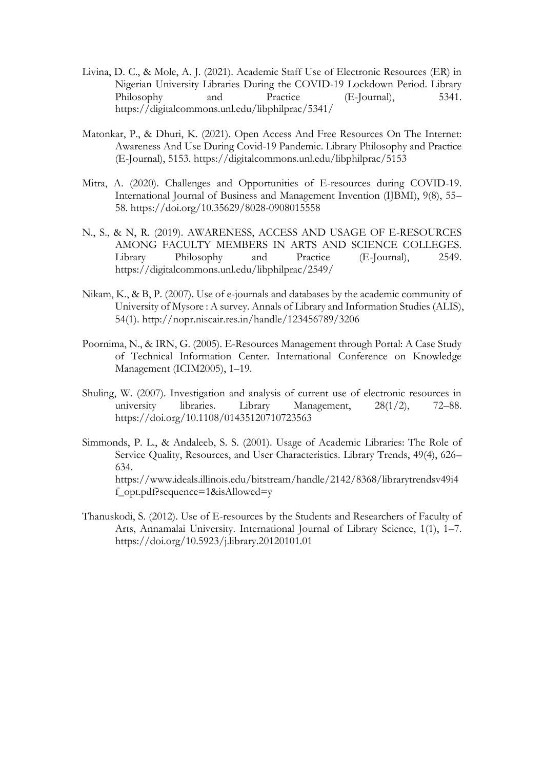Livina, D. C., & Mole, A. J. (2021). Academic Staff Use of Electronic Resources (ER) in Nigerian University Libraries During the COVID-19 Lockdown Period. Library Philosophy and Practice (E-Journal), 5341. https://digitalcommons.unl.edu/libphilprac/5341/

Matonkar, P., & Dhuri, K. (2021). Open Access And Free Resources On The Internet: Awareness And Use During Covid-19 Pandemic. Library Philosophy and Practice (E-Journal), 5153. https://digitalcommons.unl.edu/libphilprac/5153

Mitra, A. (2020). Challenges and Opportunities of E-resources during COVID-19. International Journal of Business and Management Invention (IJBMI), 9(8), 55–58. https://doi.org/10.35629/8028-0908015558

N., S., & N, R. (2019). AWARENESS, ACCESS AND USAGE OF E-RESOURCES AMONG FACULTY MEMBERS IN ARTS AND SCIENCE COLLEGES. Library Philosophy and Practice (E-Journal), 2549. https://digitalcommons.unl.edu/libphilprac/2549/

Nikam, K., & B, P. (2007). Use of e-journals and databases by the academic community of University of Mysore : A survey. Annals of Library and Information Studies (ALIS), 54(1). http://nopr.niscair.res.in/handle/123456789/3206

Poornima, N., & IRN, G. (2005). E-Resources Management through Portal: A Case Study of Technical Information Center. International Conference on Knowledge Management (ICIM2005), 1–19.

Shuling, W. (2007). Investigation and analysis of current use of electronic resources in university libraries. Library Management, 28(1/2), 72–88. https://doi.org/10.1108/01435120710723563

Simmonds, P. L., & Andaleeb, S. S. (2001). Usage of Academic Libraries: The Role of Service Quality, Resources, and User Characteristics. Library Trends, 49(4), 626–634. https://www.ideals.illinois.edu/bitstream/handle/2142/8368/librarytrendsv49i4f_opt.pdf?sequence=1&isAllowed=y

Thanuskodi, S. (2012). Use of E-resources by the Students and Researchers of Faculty of Arts, Annamalai University. International Journal of Library Science, 1(1), 1–7. https://doi.org/10.5923/j.library.20120101.01